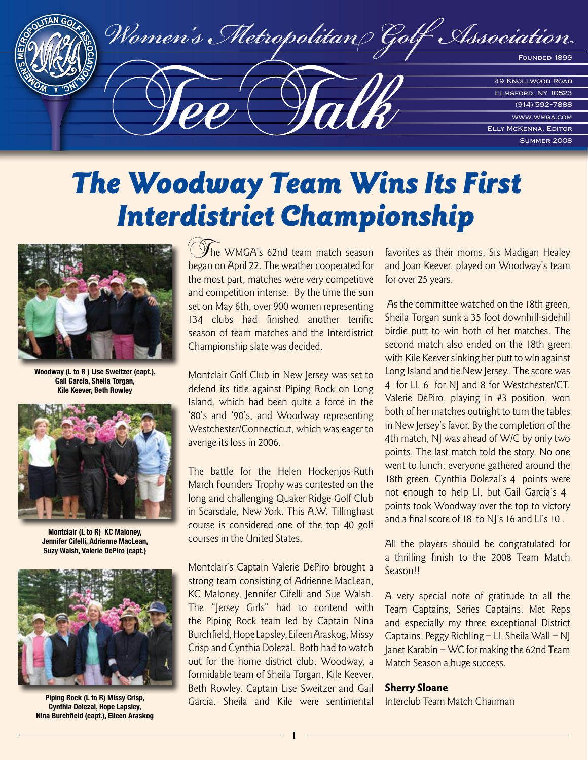# Women's Metropolitan Golf Association

# Tee Talk

Founded 1899

49 Knollwood Road
Elmsford, NY 10523
(914) 592-7888
www.wmga.com
Elly McKenna, Editor
Summer 2008

# The Woodway Team Wins Its First Interdistrict Championship

Woodway (L to R ) Lise Sweitzer (capt.), Gail Garcia, Sheila Torgan, Kile Keever, Beth Rowley

Montclair (L to R) KC Maloney, Jennifer Cifelli, Adrienne MacLean, Suzy Walsh, Valerie DePiro (capt.)

Piping Rock (L to R) Missy Crisp, Cynthia Dolezal, Hope Lapsley, Nina Burchfield (capt.), Eileen Araskog

The WMGA's 62nd team match season began on April 22. The weather cooperated for the most part, matches were very competitive and competition intense. By the time the sun set on May 6th, over 900 women representing 134 clubs had finished another terrific season of team matches and the Interdistrict Championship slate was decided.

Montclair Golf Club in New Jersey was set to defend its title against Piping Rock on Long Island, which had been quite a force in the '80's and '90's, and Woodway representing Westchester/Connecticut, which was eager to avenge its loss in 2006.

The battle for the Helen Hockenjos-Ruth March Founders Trophy was contested on the long and challenging Quaker Ridge Golf Club in Scarsdale, New York. This A.W. Tillinghast course is considered one of the top 40 golf courses in the United States.

Montclair's Captain Valerie DePiro brought a strong team consisting of Adrienne MacLean, KC Maloney, Jennifer Cifelli and Sue Walsh. The "Jersey Girls" had to contend with the Piping Rock team led by Captain Nina Burchfield, Hope Lapsley, Eileen Araskog, Missy Crisp and Cynthia Dolezal. Both had to watch out for the home district club, Woodway, a formidable team of Sheila Torgan, Kile Keever, Beth Rowley, Captain Lise Sweitzer and Gail Garcia. Sheila and Kile were sentimental favorites as their moms, Sis Madigan Healey and Joan Keever, played on Woodway's team for over 25 years.

As the committee watched on the 18th green, Sheila Torgan sunk a 35 foot downhill-sidehill birdie putt to win both of her matches. The second match also ended on the 18th green with Kile Keever sinking her putt to win against Long Island and tie New Jersey. The score was 4 for LI, 6 for NJ and 8 for Westchester/CT. Valerie DePiro, playing in #3 position, won both of her matches outright to turn the tables in New Jersey's favor. By the completion of the 4th match, NJ was ahead of W/C by only two points. The last match told the story. No one went to lunch; everyone gathered around the 18th green. Cynthia Dolezal's 4 points were not enough to help LI, but Gail Garcia's 4 points took Woodway over the top to victory and a final score of 18 to NJ's 16 and LI's 10 .

All the players should be congratulated for a thrilling finish to the 2008 Team Match Season!!

A very special note of gratitude to all the Team Captains, Series Captains, Met Reps and especially my three exceptional District Captains, Peggy Richling – LI, Sheila Wall – NJ Janet Karabin – WC for making the 62nd Team Match Season a huge success.

**Sherry Sloane**
Interclub Team Match Chairman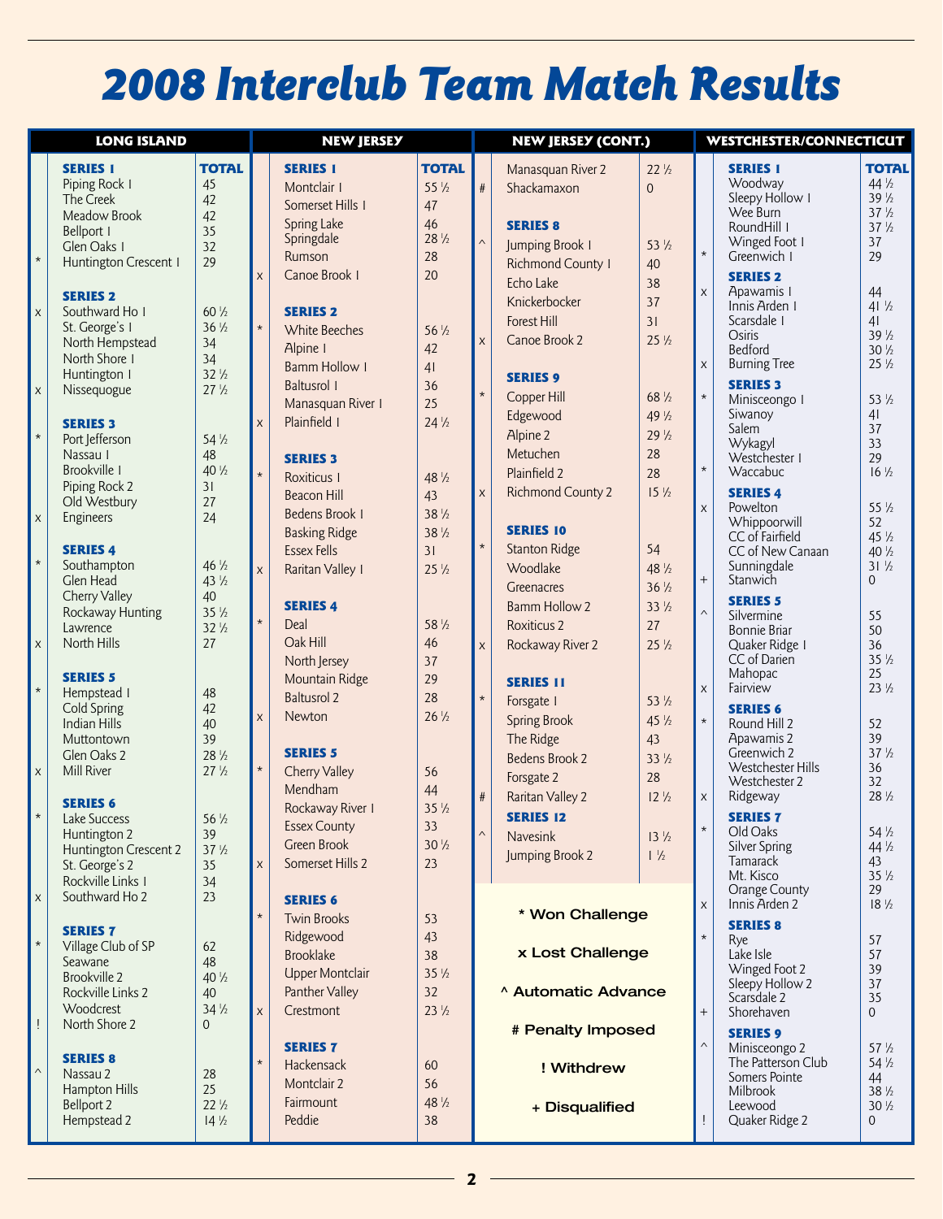# 2008 Interclub Team Match Results

## LONG ISLAND

| | SERIES 1 | TOTAL |
|---|---|---|
| | Piping Rock I | 45 |
| | The Creek | 42 |
| | Meadow Brook | 42 |
| | Bellport I | 35 |
| | Glen Oaks I | 32 |
| * | Huntington Crescent I | 29 |

| | SERIES 2 | |
|---|---|---|
| x | Southward Ho I | 60 ½ |
| | St. George's I | 36 ½ |
| | North Hempstead | 34 |
| | North Shore I | 34 |
| | Huntington I | 32 ½ |
| x | Nissequogue | 27 ½ |

| | SERIES 3 | |
|---|---|---|
| * | Port Jefferson | 54 ½ |
| | Nassau I | 48 |
| | Brookville I | 40 ½ |
| | Piping Rock 2 | 31 |
| | Old Westbury | 27 |
| x | Engineers | 24 |

| | SERIES 4 | |
|---|---|---|
| * | Southampton | 46 ½ |
| | Glen Head | 43 ½ |
| | Cherry Valley | 40 |
| | Rockaway Hunting | 35 ½ |
| | Lawrence | 32 ½ |
| x | North Hills | 27 |

| | SERIES 5 | |
|---|---|---|
| * | Hempstead I | 48 |
| | Cold Spring | 42 |
| | Indian Hills | 40 |
| | Muttontown | 39 |
| | Glen Oaks 2 | 28 ½ |
| x | Mill River | 27 ½ |

| | SERIES 6 | |
|---|---|---|
| * | Lake Success | 56 ½ |
| | Huntington 2 | 39 |
| | Huntington Crescent 2 | 37 ½ |
| | St. George's 2 | 35 |
| | Rockville Links I | 34 |
| x | Southward Ho 2 | 23 |

| | SERIES 7 | |
|---|---|---|
| * | Village Club of SP | 62 |
| | Seawane | 48 |
| | Brookville 2 | 40 ½ |
| | Rockville Links 2 | 40 |
| | Woodcrest | 34 ½ |
| ! | North Shore 2 | 0 |

| | SERIES 8 | |
|---|---|---|
| ^ | Nassau 2 | 28 |
| | Hampton Hills | 25 |
| | Bellport 2 | 22 ½ |
| | Hempstead 2 | 14 ½ |

## NEW JERSEY

| | SERIES 1 | TOTAL |
|---|---|---|
| | Montclair I | 55 ½ |
| | Somerset Hills I | 47 |
| | Spring Lake | 46 |
| | Springdale | 28 ½ |
| | Rumson | 28 |
| x | Canoe Brook I | 20 |

| | SERIES 2 | |
|---|---|---|
| * | White Beeches | 56 ½ |
| | Alpine I | 42 |
| | Bamm Hollow I | 41 |
| | Baltusrol I | 36 |
| | Manasquan River I | 25 |
| x | Plainfield I | 24 ½ |

| | SERIES 3 | |
|---|---|---|
| * | Roxiticus I | 48 ½ |
| | Beacon Hill | 43 |
| | Bedens Brook I | 38 ½ |
| | Basking Ridge | 38 ½ |
| | Essex Fells | 31 |
| x | Raritan Valley I | 25 ½ |

| | SERIES 4 | |
|---|---|---|
| * | Deal | 58 ½ |
| | Oak Hill | 46 |
| | North Jersey | 37 |
| | Mountain Ridge | 29 |
| | Baltusrol 2 | 28 |
| x | Newton | 26 ½ |

| | SERIES 5 | |
|---|---|---|
| * | Cherry Valley | 56 |
| | Mendham | 44 |
| | Rockaway River I | 35 ½ |
| | Essex County | 33 |
| | Green Brook | 30 ½ |
| x | Somerset Hills 2 | 23 |

| | SERIES 6 | |
|---|---|---|
| * | Twin Brooks | 53 |
| | Ridgewood | 43 |
| | Brooklake | 38 |
| | Upper Montclair | 35 ½ |
| | Panther Valley | 32 |
| x | Crestmont | 23 ½ |

| | SERIES 7 | |
|---|---|---|
| * | Hackensack | 60 |
| | Montclair 2 | 56 |
| | Fairmount | 48 ½ |
| | Peddie | 38 |
| | Manasquan River 2 | 22 ½ |
| # | Shackamaxon | 0 |

| | SERIES 8 | |
|---|---|---|
| ^ | Jumping Brook I | 53 ½ |
| | Richmond County I | 40 |
| | Echo Lake | 38 |
| | Knickerbocker | 37 |
| | Forest Hill | 31 |
| x | Canoe Brook 2 | 25 ½ |

| | SERIES 9 | |
|---|---|---|
| * | Copper Hill | 68 ½ |
| | Edgewood | 49 ½ |
| | Alpine 2 | 29 ½ |
| | Metuchen | 28 |
| | Plainfield 2 | 28 |
| x | Richmond County 2 | 15 ½ |

| | SERIES 10 | |
|---|---|---|
| * | Stanton Ridge | 54 |
| | Woodlake | 48 ½ |
| | Greenacres | 36 ½ |
| | Bamm Hollow 2 | 33 ½ |
| | Roxiticus 2 | 27 |
| x | Rockaway River 2 | 25 ½ |

| | SERIES 11 | |
|---|---|---|
| * | Forsgate I | 53 ½ |
| | Spring Brook | 45 ½ |
| | The Ridge | 43 |
| | Bedens Brook 2 | 33 ½ |
| | Forsgate 2 | 28 |
| # | Raritan Valley 2 | 12 ½ |

| | SERIES 12 | |
|---|---|---|
| ^ | Navesink | 13 ½ |
| | Jumping Brook 2 | 1 ½ |

\* Won Challenge

x Lost Challenge

^ Automatic Advance

# Penalty Imposed

! Withdrew

+ Disqualified

## WESTCHESTER/CONNECTICUT

| | SERIES 1 | TOTAL |
|---|---|---|
| | Woodway | 44 ½ |
| | Sleepy Hollow I | 39 ½ |
| | Wee Burn | 37 ½ |
| | RoundHill I | 37 ½ |
| | Winged Foot I | 37 |
| * | Greenwich I | 29 |

| | SERIES 2 | |
|---|---|---|
| x | Apawamis I | 44 |
| | Innis Arden I | 41 ½ |
| | Scarsdale I | 41 |
| | Osiris | 39 ½ |
| | Bedford | 30 ½ |
| x | Burning Tree | 25 ½ |

| | SERIES 3 | |
|---|---|---|
| * | Minisceongo I | 53 ½ |
| | Siwanoy | 41 |
| | Salem | 37 |
| | Wykagyl | 33 |
| | Westchester I | 29 |
| * | Waccabuc | 16 ½ |

| | SERIES 4 | |
|---|---|---|
| x | Powelton | 55 ½ |
| | Whippoorwill | 52 |
| | CC of Fairfield | 45 ½ |
| | CC of New Canaan | 40 ½ |
| | Sunningdale | 31 ½ |
| + | Stanwich | 0 |

| | SERIES 5 | |
|---|---|---|
| ^ | Silvermine | 55 |
| | Bonnie Briar | 50 |
| | Quaker Ridge I | 36 |
| | CC of Darien | 35 ½ |
| | Mahopac | 25 |
| x | Fairview | 23 ½ |

| | SERIES 6 | |
|---|---|---|
| * | Round Hill 2 | 52 |
| | Apawamis 2 | 39 |
| | Greenwich 2 | 37 ½ |
| | Westchester Hills | 36 |
| | Westchester 2 | 32 |
| x | Ridgeway | 28 ½ |

| | SERIES 7 | |
|---|---|---|
| * | Old Oaks | 54 ½ |
| | Silver Spring | 44 ½ |
| | Tamarack | 43 |
| | Mt. Kisco | 35 ½ |
| | Orange County | 29 |
| x | Innis Arden 2 | 18 ½ |

| | SERIES 8 | |
|---|---|---|
| * | Rye | 57 |
| | Lake Isle | 57 |
| | Winged Foot 2 | 39 |
| | Sleepy Hollow 2 | 37 |
| | Scarsdale 2 | 35 |
| + | Shorehaven | 0 |

| | SERIES 9 | |
|---|---|---|
| ^ | Minisceongo 2 | 57 ½ |
| | The Patterson Club | 54 ½ |
| | Somers Pointe | 44 |
| | Milbrook | 38 ½ |
| | Leewood | 30 ½ |
| ! | Quaker Ridge 2 | 0 |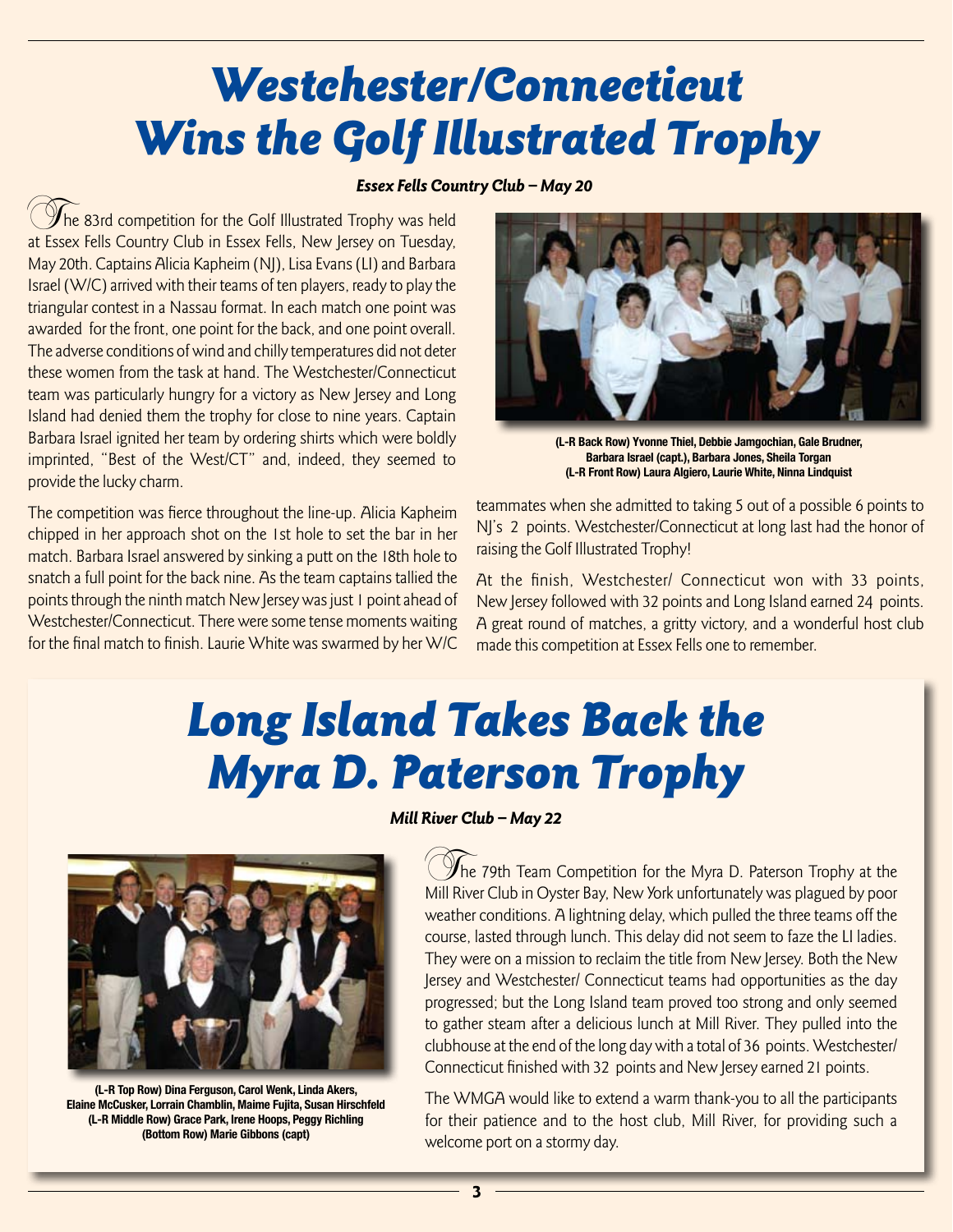# Westchester/Connecticut Wins the Golf Illustrated Trophy

***Essex Fells Country Club – May 20***

The 83rd competition for the Golf Illustrated Trophy was held at Essex Fells Country Club in Essex Fells, New Jersey on Tuesday, May 20th. Captains Alicia Kapheim (NJ), Lisa Evans (LI) and Barbara Israel (W/C) arrived with their teams of ten players, ready to play the triangular contest in a Nassau format. In each match one point was awarded for the front, one point for the back, and one point overall. The adverse conditions of wind and chilly temperatures did not deter these women from the task at hand. The Westchester/Connecticut team was particularly hungry for a victory as New Jersey and Long Island had denied them the trophy for close to nine years. Captain Barbara Israel ignited her team by ordering shirts which were boldly imprinted, "Best of the West/CT" and, indeed, they seemed to provide the lucky charm.

The competition was fierce throughout the line-up. Alicia Kapheim chipped in her approach shot on the 1st hole to set the bar in her match. Barbara Israel answered by sinking a putt on the 18th hole to snatch a full point for the back nine. As the team captains tallied the points through the ninth match New Jersey was just 1 point ahead of Westchester/Connecticut. There were some tense moments waiting for the final match to finish. Laurie White was swarmed by her W/C teammates when she admitted to taking 5 out of a possible 6 points to NJ's 2 points. Westchester/Connecticut at long last had the honor of raising the Golf Illustrated Trophy!

**(L-R Back Row) Yvonne Thiel, Debbie Jamgochian, Gale Brudner, Barbara Israel (capt.), Barbara Jones, Sheila Torgan (L-R Front Row) Laura Algiero, Laurie White, Ninna Lindquist**

At the finish, Westchester/ Connecticut won with 33 points, New Jersey followed with 32 points and Long Island earned 24 points. A great round of matches, a gritty victory, and a wonderful host club made this competition at Essex Fells one to remember.

# Long Island Takes Back the Myra D. Paterson Trophy

***Mill River Club – May 22***

**(L-R Top Row) Dina Ferguson, Carol Wenk, Linda Akers, Elaine McCusker, Lorrain Chamblin, Maime Fujita, Susan Hirschfeld (L-R Middle Row) Grace Park, Irene Hoops, Peggy Richling (Bottom Row) Marie Gibbons (capt)**

The 79th Team Competition for the Myra D. Paterson Trophy at the Mill River Club in Oyster Bay, New York unfortunately was plagued by poor weather conditions. A lightning delay, which pulled the three teams off the course, lasted through lunch. This delay did not seem to faze the LI ladies. They were on a mission to reclaim the title from New Jersey. Both the New Jersey and Westchester/ Connecticut teams had opportunities as the day progressed; but the Long Island team proved too strong and only seemed to gather steam after a delicious lunch at Mill River. They pulled into the clubhouse at the end of the long day with a total of 36 points. Westchester/ Connecticut finished with 32 points and New Jersey earned 21 points.

The WMGA would like to extend a warm thank-you to all the participants for their patience and to the host club, Mill River, for providing such a welcome port on a stormy day.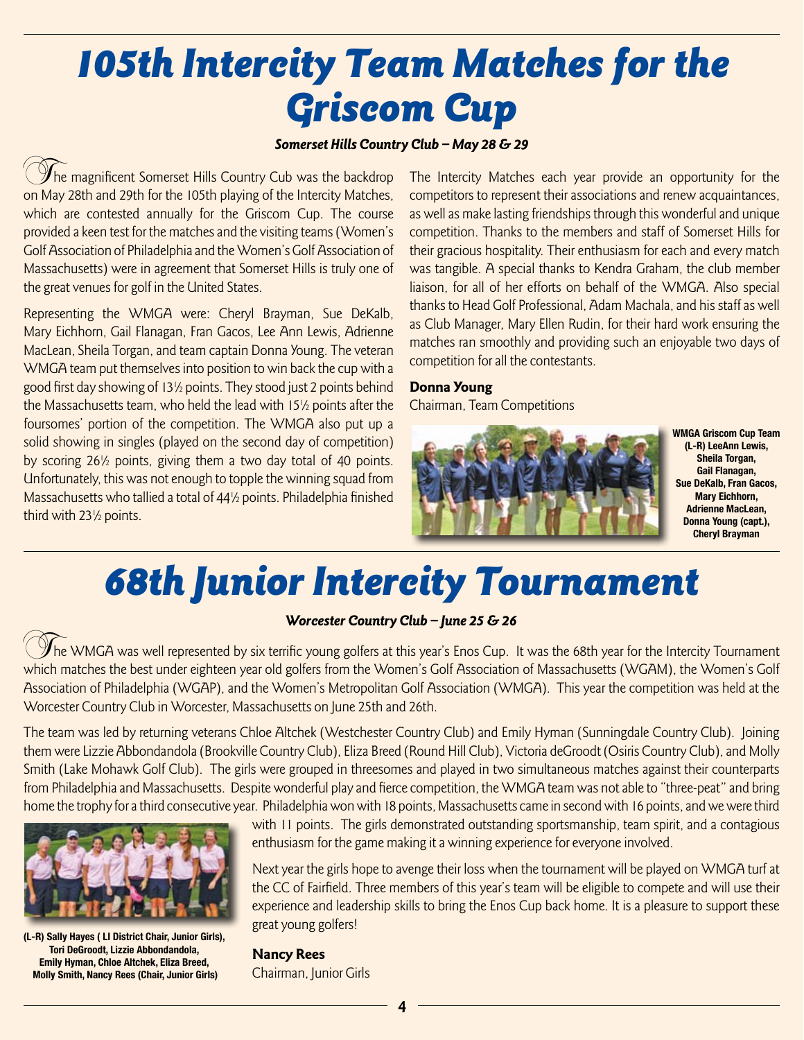# 105th Intercity Team Matches for the Griscom Cup

***Somerset Hills Country Club – May 28 & 29***

The magnificent Somerset Hills Country Cub was the backdrop on May 28th and 29th for the 105th playing of the Intercity Matches, which are contested annually for the Griscom Cup. The course provided a keen test for the matches and the visiting teams (Women's Golf Association of Philadelphia and the Women's Golf Association of Massachusetts) were in agreement that Somerset Hills is truly one of the great venues for golf in the United States.

Representing the WMGA were: Cheryl Brayman, Sue DeKalb, Mary Eichhorn, Gail Flanagan, Fran Gacos, Lee Ann Lewis, Adrienne MacLean, Sheila Torgan, and team captain Donna Young. The veteran WMGA team put themselves into position to win back the cup with a good first day showing of 13½ points. They stood just 2 points behind the Massachusetts team, who held the lead with 15½ points after the foursomes' portion of the competition. The WMGA also put up a solid showing in singles (played on the second day of competition) by scoring 26½ points, giving them a two day total of 40 points. Unfortunately, this was not enough to topple the winning squad from Massachusetts who tallied a total of 44½ points. Philadelphia finished third with 23½ points.

The Intercity Matches each year provide an opportunity for the competitors to represent their associations and renew acquaintances, as well as make lasting friendships through this wonderful and unique competition. Thanks to the members and staff of Somerset Hills for their gracious hospitality. Their enthusiasm for each and every match was tangible. A special thanks to Kendra Graham, the club member liaison, for all of her efforts on behalf of the WMGA. Also special thanks to Head Golf Professional, Adam Machala, and his staff as well as Club Manager, Mary Ellen Rudin, for their hard work ensuring the matches ran smoothly and providing such an enjoyable two days of competition for all the contestants.

**Donna Young**
Chairman, Team Competitions

**WMGA Griscom Cup Team (L-R) LeeAnn Lewis, Sheila Torgan, Gail Flanagan, Sue DeKalb, Fran Gacos, Mary Eichhorn, Adrienne MacLean, Donna Young (capt.), Cheryl Brayman**

# 68th Junior Intercity Tournament

***Worcester Country Club – June 25 & 26***

The WMGA was well represented by six terrific young golfers at this year's Enos Cup. It was the 68th year for the Intercity Tournament which matches the best under eighteen year old golfers from the Women's Golf Association of Massachusetts (WGAM), the Women's Golf Association of Philadelphia (WGAP), and the Women's Metropolitan Golf Association (WMGA). This year the competition was held at the Worcester Country Club in Worcester, Massachusetts on June 25th and 26th.

The team was led by returning veterans Chloe Altchek (Westchester Country Club) and Emily Hyman (Sunningdale Country Club). Joining them were Lizzie Abbondandola (Brookville Country Club), Eliza Breed (Round Hill Club), Victoria deGroodt (Osiris Country Club), and Molly Smith (Lake Mohawk Golf Club). The girls were grouped in threesomes and played in two simultaneous matches against their counterparts from Philadelphia and Massachusetts. Despite wonderful play and fierce competition, the WMGA team was not able to "three-peat" and bring home the trophy for a third consecutive year. Philadelphia won with 18 points, Massachusetts came in second with 16 points, and we were third with 11 points. The girls demonstrated outstanding sportsmanship, team spirit, and a contagious enthusiasm for the game making it a winning experience for everyone involved.

Next year the girls hope to avenge their loss when the tournament will be played on WMGA turf at the CC of Fairfield. Three members of this year's team will be eligible to compete and will use their experience and leadership skills to bring the Enos Cup back home. It is a pleasure to support these great young golfers!

**Nancy Rees**
Chairman, Junior Girls

**(L-R) Sally Hayes ( LI District Chair, Junior Girls), Tori DeGroodt, Lizzie Abbondandola, Emily Hyman, Chloe Altchek, Eliza Breed, Molly Smith, Nancy Rees (Chair, Junior Girls)**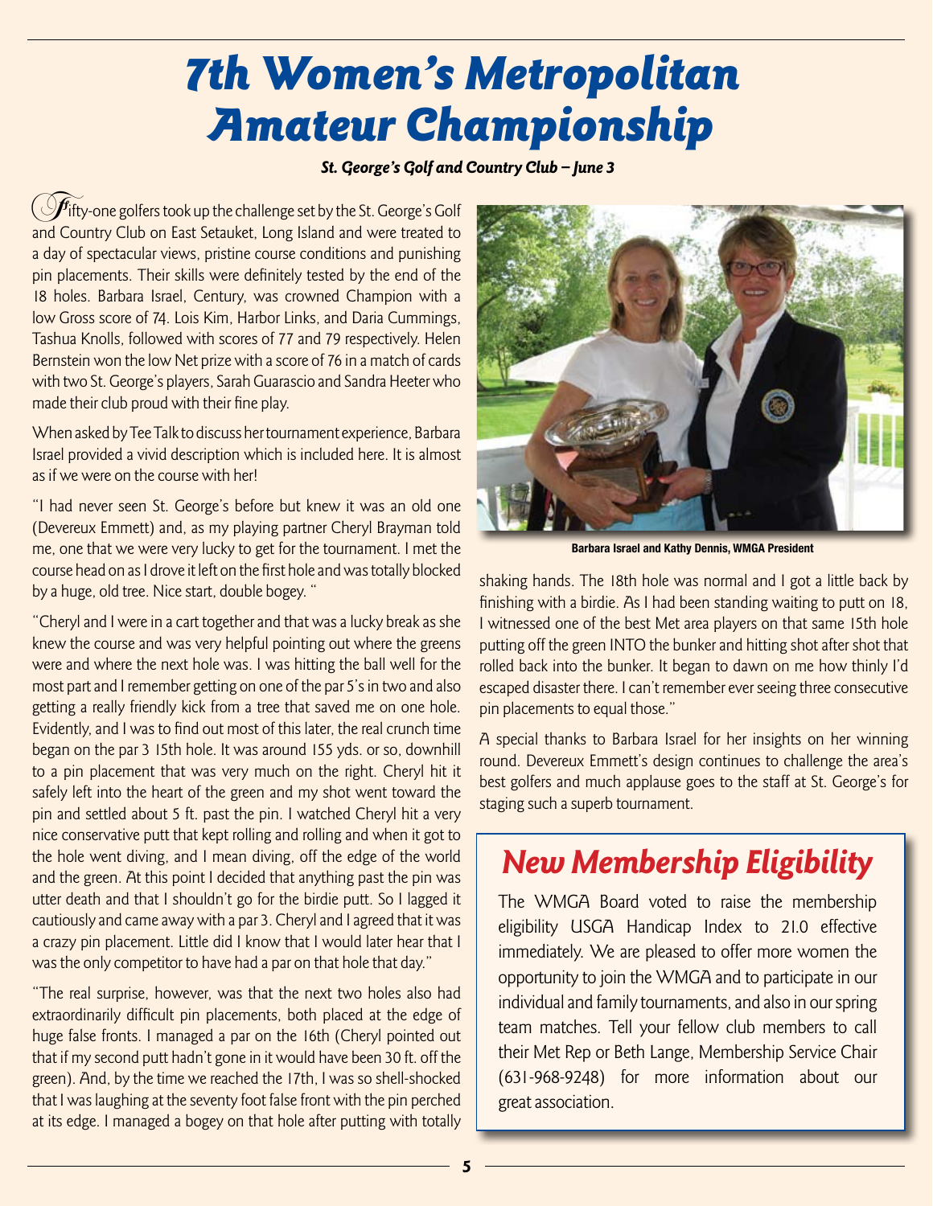# 7th Women's Metropolitan Amateur Championship

***St. George's Golf and Country Club – June 3***

Fifty-one golfers took up the challenge set by the St. George's Golf and Country Club on East Setauket, Long Island and were treated to a day of spectacular views, pristine course conditions and punishing pin placements. Their skills were definitely tested by the end of the 18 holes. Barbara Israel, Century, was crowned Champion with a low Gross score of 74. Lois Kim, Harbor Links, and Daria Cummings, Tashua Knolls, followed with scores of 77 and 79 respectively. Helen Bernstein won the low Net prize with a score of 76 in a match of cards with two St. George's players, Sarah Guarascio and Sandra Heeter who made their club proud with their fine play.

When asked by Tee Talk to discuss her tournament experience, Barbara Israel provided a vivid description which is included here. It is almost as if we were on the course with her!

"I had never seen St. George's before but knew it was an old one (Devereux Emmett) and, as my playing partner Cheryl Brayman told me, one that we were very lucky to get for the tournament. I met the course head on as I drove it left on the first hole and was totally blocked by a huge, old tree. Nice start, double bogey. "

"Cheryl and I were in a cart together and that was a lucky break as she knew the course and was very helpful pointing out where the greens were and where the next hole was. I was hitting the ball well for the most part and I remember getting on one of the par 5's in two and also getting a really friendly kick from a tree that saved me on one hole. Evidently, and I was to find out most of this later, the real crunch time began on the par 3 15th hole. It was around 155 yds. or so, downhill to a pin placement that was very much on the right. Cheryl hit it safely left into the heart of the green and my shot went toward the pin and settled about 5 ft. past the pin. I watched Cheryl hit a very nice conservative putt that kept rolling and rolling and when it got to the hole went diving, and I mean diving, off the edge of the world and the green. At this point I decided that anything past the pin was utter death and that I shouldn't go for the birdie putt. So I lagged it cautiously and came away with a par 3. Cheryl and I agreed that it was a crazy pin placement. Little did I know that I would later hear that I was the only competitor to have had a par on that hole that day."

"The real surprise, however, was that the next two holes also had extraordinarily difficult pin placements, both placed at the edge of huge false fronts. I managed a par on the 16th (Cheryl pointed out that if my second putt hadn't gone in it would have been 30 ft. off the green). And, by the time we reached the 17th, I was so shell-shocked that I was laughing at the seventy foot false front with the pin perched at its edge. I managed a bogey on that hole after putting with totally shaking hands. The 18th hole was normal and I got a little back by finishing with a birdie. As I had been standing waiting to putt on 18, I witnessed one of the best Met area players on that same 15th hole putting off the green INTO the bunker and hitting shot after shot that rolled back into the bunker. It began to dawn on me how thinly I'd escaped disaster there. I can't remember ever seeing three consecutive pin placements to equal those."

**Barbara Israel and Kathy Dennis, WMGA President**

A special thanks to Barbara Israel for her insights on her winning round. Devereux Emmett's design continues to challenge the area's best golfers and much applause goes to the staff at St. George's for staging such a superb tournament.

## New Membership Eligibility

The WMGA Board voted to raise the membership eligibility USGA Handicap Index to 21.0 effective immediately. We are pleased to offer more women the opportunity to join the WMGA and to participate in our individual and family tournaments, and also in our spring team matches. Tell your fellow club members to call their Met Rep or Beth Lange, Membership Service Chair (631-968-9248) for more information about our great association.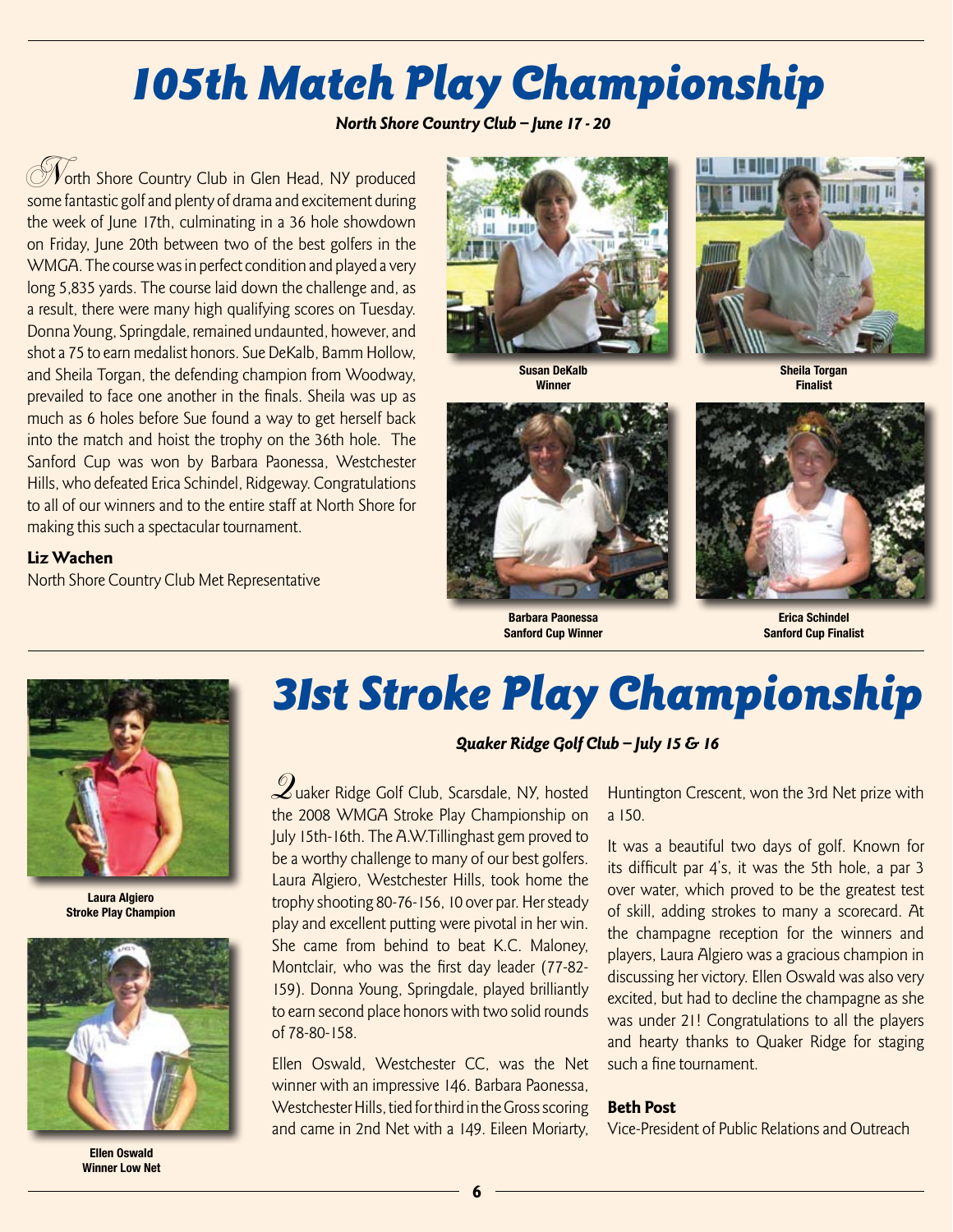# 105th Match Play Championship

***North Shore Country Club – June 17 - 20***

North Shore Country Club in Glen Head, NY produced some fantastic golf and plenty of drama and excitement during the week of June 17th, culminating in a 36 hole showdown on Friday, June 20th between two of the best golfers in the WMGA. The course was in perfect condition and played a very long 5,835 yards. The course laid down the challenge and, as a result, there were many high qualifying scores on Tuesday. Donna Young, Springdale, remained undaunted, however, and shot a 75 to earn medalist honors. Sue DeKalb, Bamm Hollow, and Sheila Torgan, the defending champion from Woodway, prevailed to face one another in the finals. Sheila was up as much as 6 holes before Sue found a way to get herself back into the match and hoist the trophy on the 36th hole. The Sanford Cup was won by Barbara Paonessa, Westchester Hills, who defeated Erica Schindel, Ridgeway. Congratulations to all of our winners and to the entire staff at North Shore for making this such a spectacular tournament.

**Liz Wachen**
North Shore Country Club Met Representative

**Susan DeKalb**
**Winner**

**Sheila Torgan**
**Finalist**

**Barbara Paonessa**
**Sanford Cup Winner**

**Erica Schindel**
**Sanford Cup Finalist**

# 31st Stroke Play Championship

***Quaker Ridge Golf Club – July 15 & 16***

Quaker Ridge Golf Club, Scarsdale, NY, hosted the 2008 WMGA Stroke Play Championship on July 15th-16th. The A.W.Tillinghast gem proved to be a worthy challenge to many of our best golfers. Laura Algiero, Westchester Hills, took home the trophy shooting 80-76-156, 10 over par. Her steady play and excellent putting were pivotal in her win. She came from behind to beat K.C. Maloney, Montclair, who was the first day leader (77-82-159). Donna Young, Springdale, played brilliantly to earn second place honors with two solid rounds of 78-80-158.

Ellen Oswald, Westchester CC, was the Net winner with an impressive 146. Barbara Paonessa, Westchester Hills, tied for third in the Gross scoring and came in 2nd Net with a 149. Eileen Moriarty, Huntington Crescent, won the 3rd Net prize with a 150.

It was a beautiful two days of golf. Known for its difficult par 4's, it was the 5th hole, a par 3 over water, which proved to be the greatest test of skill, adding strokes to many a scorecard. At the champagne reception for the winners and players, Laura Algiero was a gracious champion in discussing her victory. Ellen Oswald was also very excited, but had to decline the champagne as she was under 21! Congratulations to all the players and hearty thanks to Quaker Ridge for staging such a fine tournament.

**Beth Post**
Vice-President of Public Relations and Outreach

**Laura Algiero**
**Stroke Play Champion**

**Ellen Oswald**
**Winner Low Net**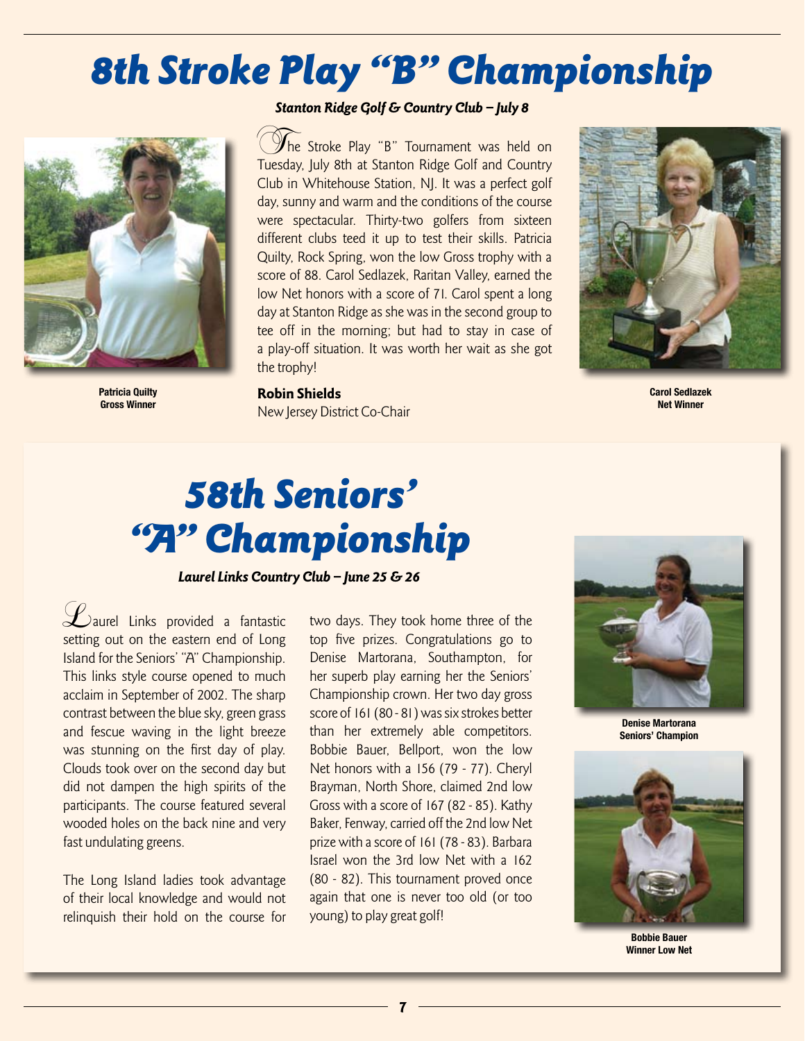# 8th Stroke Play "B" Championship

***Stanton Ridge Golf & Country Club – July 8***

The Stroke Play "B" Tournament was held on Tuesday, July 8th at Stanton Ridge Golf and Country Club in Whitehouse Station, NJ. It was a perfect golf day, sunny and warm and the conditions of the course were spectacular. Thirty-two golfers from sixteen different clubs teed it up to test their skills. Patricia Quilty, Rock Spring, won the low Gross trophy with a score of 88. Carol Sedlazek, Raritan Valley, earned the low Net honors with a score of 71. Carol spent a long day at Stanton Ridge as she was in the second group to tee off in the morning; but had to stay in case of a play-off situation. It was worth her wait as she got the trophy!

**Robin Shields**
New Jersey District Co-Chair

**Patricia Quilty**
**Gross Winner**

**Carol Sedlazek**
**Net Winner**

# 58th Seniors' "A" Championship

***Laurel Links Country Club – June 25 & 26***

Laurel Links provided a fantastic setting out on the eastern end of Long Island for the Seniors' "A" Championship. This links style course opened to much acclaim in September of 2002. The sharp contrast between the blue sky, green grass and fescue waving in the light breeze was stunning on the first day of play. Clouds took over on the second day but did not dampen the high spirits of the participants. The course featured several wooded holes on the back nine and very fast undulating greens.

The Long Island ladies took advantage of their local knowledge and would not relinquish their hold on the course for two days. They took home three of the top five prizes. Congratulations go to Denise Martorana, Southampton, for her superb play earning her the Seniors' Championship crown. Her two day gross score of 161 (80 - 81) was six strokes better than her extremely able competitors. Bobbie Bauer, Bellport, won the low Net honors with a 156 (79 - 77). Cheryl Brayman, North Shore, claimed 2nd low Gross with a score of 167 (82 - 85). Kathy Baker, Fenway, carried off the 2nd low Net prize with a score of 161 (78 - 83). Barbara Israel won the 3rd low Net with a 162 (80 - 82). This tournament proved once again that one is never too old (or too young) to play great golf!

**Denise Martorana**
**Seniors' Champion**

**Bobbie Bauer**
**Winner Low Net**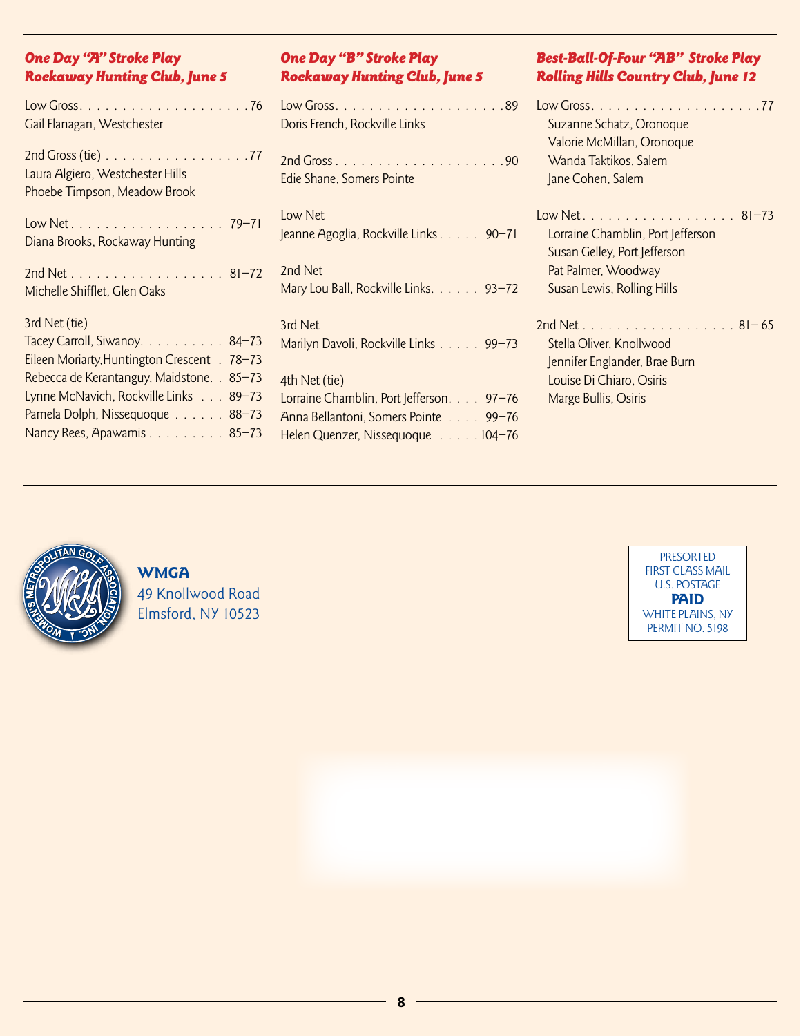### *One Day "A" Stroke Play*
### *Rockaway Hunting Club, June 5*

Low Gross . . . . . . . . . . . . . . . . . . . . 76
Gail Flanagan, Westchester

2nd Gross (tie) . . . . . . . . . . . . . . . . . 77
Laura Algiero, Westchester Hills
Phoebe Timpson, Meadow Brook

Low Net . . . . . . . . . . . . . . . . . . 79–71
Diana Brooks, Rockaway Hunting

2nd Net . . . . . . . . . . . . . . . . . . 81–72
Michelle Shifflet, Glen Oaks

3rd Net (tie)
Tacey Carroll, Siwanoy. . . . . . . . . . 84–73
Eileen Moriarty,Huntington Crescent . 78–73
Rebecca de Kerantanguy, Maidstone. . 85–73
Lynne McNavich, Rockville Links . . . 89–73
Pamela Dolph, Nissequoque . . . . . . 88–73
Nancy Rees, Apawamis . . . . . . . . . 85–73

### *One Day "B" Stroke Play*
### *Rockaway Hunting Club, June 5*

Low Gross . . . . . . . . . . . . . . . . . . . . 89
Doris French, Rockville Links

2nd Gross . . . . . . . . . . . . . . . . . . . . 90
Edie Shane, Somers Pointe

Low Net
Jeanne Agoglia, Rockville Links . . . . . 90–71

2nd Net
Mary Lou Ball, Rockville Links. . . . . . 93–72

3rd Net
Marilyn Davoli, Rockville Links . . . . . 99–73

4th Net (tie)
Lorraine Chamblin, Port Jefferson. . . . 97–76
Anna Bellantoni, Somers Pointe . . . . 99–76
Helen Quenzer, Nissequoque . . . . . 104–76

### *Best-Ball-Of-Four "AB" Stroke Play*
### *Rolling Hills Country Club, June 12*

Low Gross . . . . . . . . . . . . . . . . . . . . 77
Suzanne Schatz, Oronoque
Valorie McMillan, Oronoque
Wanda Taktikos, Salem
Jane Cohen, Salem

Low Net . . . . . . . . . . . . . . . . . . 81–73
Lorraine Chamblin, Port Jefferson
Susan Gelley, Port Jefferson
Pat Palmer, Woodway
Susan Lewis, Rolling Hills

2nd Net . . . . . . . . . . . . . . . . . . 81–65
Stella Oliver, Knollwood
Jennifer Englander, Brae Burn
Louise Di Chiaro, Osiris
Marge Bullis, Osiris

---

**WMGA**
49 Knollwood Road
Elmsford, NY 10523

PRESORTED
FIRST CLASS MAIL
U.S. POSTAGE
**PAID**
WHITE PLAINS, NY
PERMIT NO. 5198